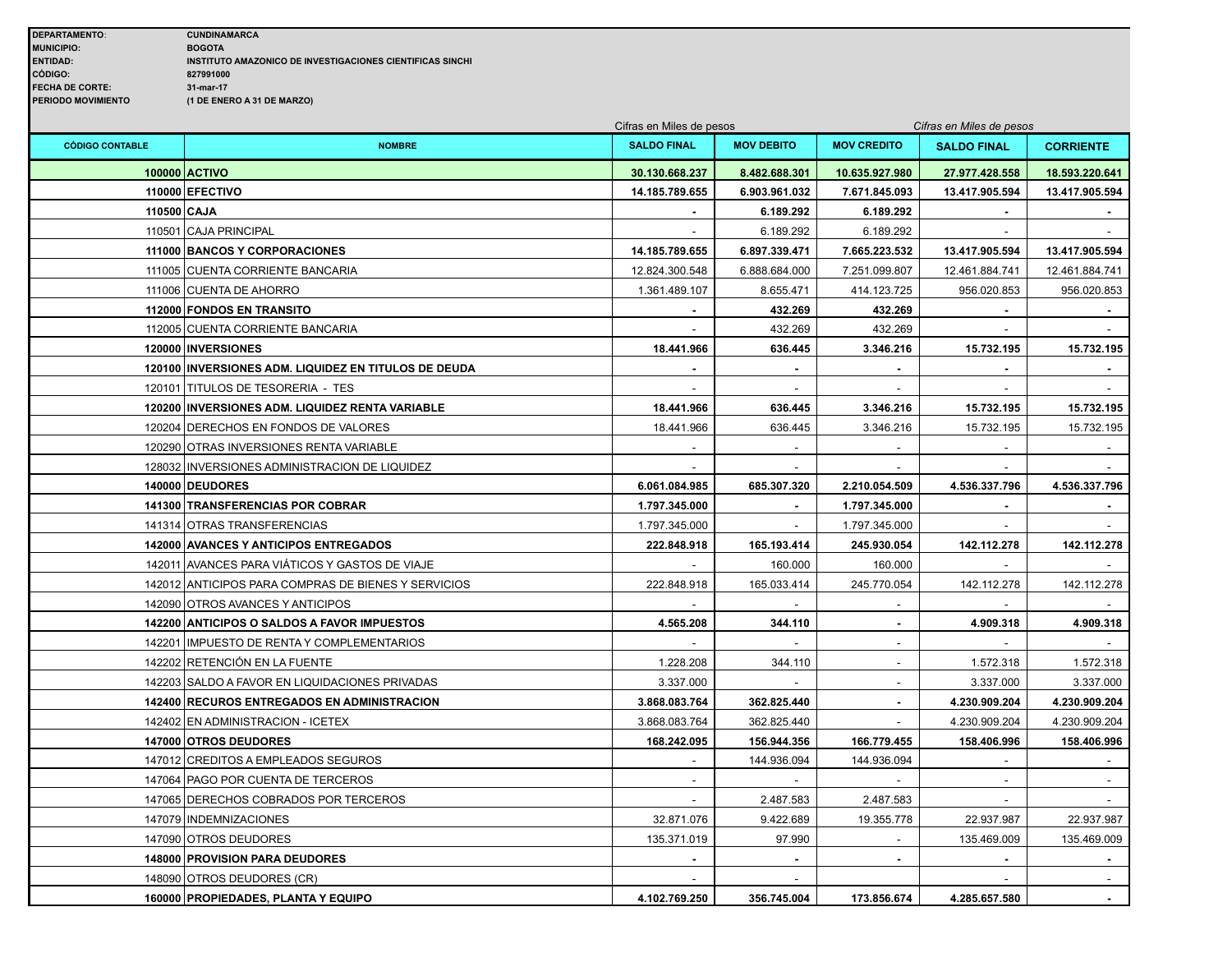| | |
|---|---|
| **DEPARTAMENTO:** | **CUNDINAMARCA** |
| **MUNICIPIO:** | **BOGOTA** |
| **ENTIDAD:** | **INSTITUTO AMAZONICO DE INVESTIGACIONES CIENTIFICAS SINCHI** |
| **CÓDIGO:** | **827991000** |
| **FECHA DE CORTE:** | **31-mar-17** |
| **PERIODO MOVIMIENTO** | **(1 DE ENERO A 31 DE MARZO)** |

| | | *Cifras en Miles de pesos* | | | *Cifras en Miles de pesos* | |
|---|---|---|---|---|---|---|
| **CÓDIGO CONTABLE** | **NOMBRE** | **SALDO FINAL** | **MOV DEBITO** | **MOV CREDITO** | **SALDO FINAL** | **CORRIENTE** |
| **100000** | **ACTIVO** | **30.130.668.237** | **8.482.688.301** | **10.635.927.980** | **27.977.428.558** | **18.593.220.641** |
| **110000** | **EFECTIVO** | **14.185.789.655** | **6.903.961.032** | **7.671.845.093** | **13.417.905.594** | **13.417.905.594** |
| **110500** | **CAJA** | **-** | **6.189.292** | **6.189.292** | **-** | **-** |
| 110501 | CAJA PRINCIPAL | - | 6.189.292 | 6.189.292 | - | - |
| **111000** | **BANCOS Y CORPORACIONES** | **14.185.789.655** | **6.897.339.471** | **7.665.223.532** | **13.417.905.594** | **13.417.905.594** |
| 111005 | CUENTA CORRIENTE BANCARIA | 12.824.300.548 | 6.888.684.000 | 7.251.099.807 | 12.461.884.741 | 12.461.884.741 |
| 111006 | CUENTA DE AHORRO | 1.361.489.107 | 8.655.471 | 414.123.725 | 956.020.853 | 956.020.853 |
| **112000** | **FONDOS EN TRANSITO** | **-** | **432.269** | **432.269** | **-** | **-** |
| 112005 | CUENTA CORRIENTE BANCARIA | - | 432.269 | 432.269 | - | - |
| **120000** | **INVERSIONES** | **18.441.966** | **636.445** | **3.346.216** | **15.732.195** | **15.732.195** |
| **120100** | **INVERSIONES ADM. LIQUIDEZ EN TITULOS DE DEUDA** | **-** | **-** | **-** | **-** | **-** |
| 120101 | TITULOS DE TESORERIA - TES | - | - | - | - | - |
| **120200** | **INVERSIONES ADM. LIQUIDEZ RENTA VARIABLE** | **18.441.966** | **636.445** | **3.346.216** | **15.732.195** | **15.732.195** |
| 120204 | DERECHOS EN FONDOS DE VALORES | 18.441.966 | 636.445 | 3.346.216 | 15.732.195 | 15.732.195 |
| 120290 | OTRAS INVERSIONES RENTA VARIABLE | - | - | - | - | - |
| 128032 | INVERSIONES ADMINISTRACION DE LIQUIDEZ | - | - | - | - | - |
| **140000** | **DEUDORES** | **6.061.084.985** | **685.307.320** | **2.210.054.509** | **4.536.337.796** | **4.536.337.796** |
| **141300** | **TRANSFERENCIAS POR COBRAR** | **1.797.345.000** | **-** | **1.797.345.000** | **-** | **-** |
| 141314 | OTRAS TRANSFERENCIAS | 1.797.345.000 | - | 1.797.345.000 | - | - |
| **142000** | **AVANCES Y ANTICIPOS ENTREGADOS** | **222.848.918** | **165.193.414** | **245.930.054** | **142.112.278** | **142.112.278** |
| 142011 | AVANCES PARA VIÁTICOS Y GASTOS DE VIAJE | - | 160.000 | 160.000 | - | - |
| 142012 | ANTICIPOS PARA COMPRAS DE BIENES Y SERVICIOS | 222.848.918 | 165.033.414 | 245.770.054 | 142.112.278 | 142.112.278 |
| 142090 | OTROS AVANCES Y ANTICIPOS | - | - | - | - | - |
| **142200** | **ANTICIPOS O SALDOS A FAVOR IMPUESTOS** | **4.565.208** | **344.110** | **-** | **4.909.318** | **4.909.318** |
| 142201 | IMPUESTO DE RENTA Y COMPLEMENTARIOS | - | - | - | - | - |
| 142202 | RETENCIÓN EN LA FUENTE | 1.228.208 | 344.110 | - | 1.572.318 | 1.572.318 |
| 142203 | SALDO A FAVOR EN LIQUIDACIONES PRIVADAS | 3.337.000 | - | - | 3.337.000 | 3.337.000 |
| **142400** | **RECUROS ENTREGADOS EN ADMINISTRACION** | **3.868.083.764** | **362.825.440** | **-** | **4.230.909.204** | **4.230.909.204** |
| 142402 | EN ADMINISTRACION - ICETEX | 3.868.083.764 | 362.825.440 | - | 4.230.909.204 | 4.230.909.204 |
| **147000** | **OTROS DEUDORES** | **168.242.095** | **156.944.356** | **166.779.455** | **158.406.996** | **158.406.996** |
| 147012 | CREDITOS A EMPLEADOS SEGUROS | - | 144.936.094 | 144.936.094 | - | - |
| 147064 | PAGO POR CUENTA DE TERCEROS | - | - | - | - | - |
| 147065 | DERECHOS COBRADOS POR TERCEROS | - | 2.487.583 | 2.487.583 | - | - |
| 147079 | INDEMNIZACIONES | 32.871.076 | 9.422.689 | 19.355.778 | 22.937.987 | 22.937.987 |
| 147090 | OTROS DEUDORES | 135.371.019 | 97.990 | - | 135.469.009 | 135.469.009 |
| **148000** | **PROVISION PARA DEUDORES** | **-** | **-** | **-** | **-** | **-** |
| 148090 | OTROS DEUDORES (CR) | - | - | | - | - |
| **160000** | **PROPIEDADES, PLANTA Y EQUIPO** | **4.102.769.250** | **356.745.004** | **173.856.674** | **4.285.657.580** | **-** |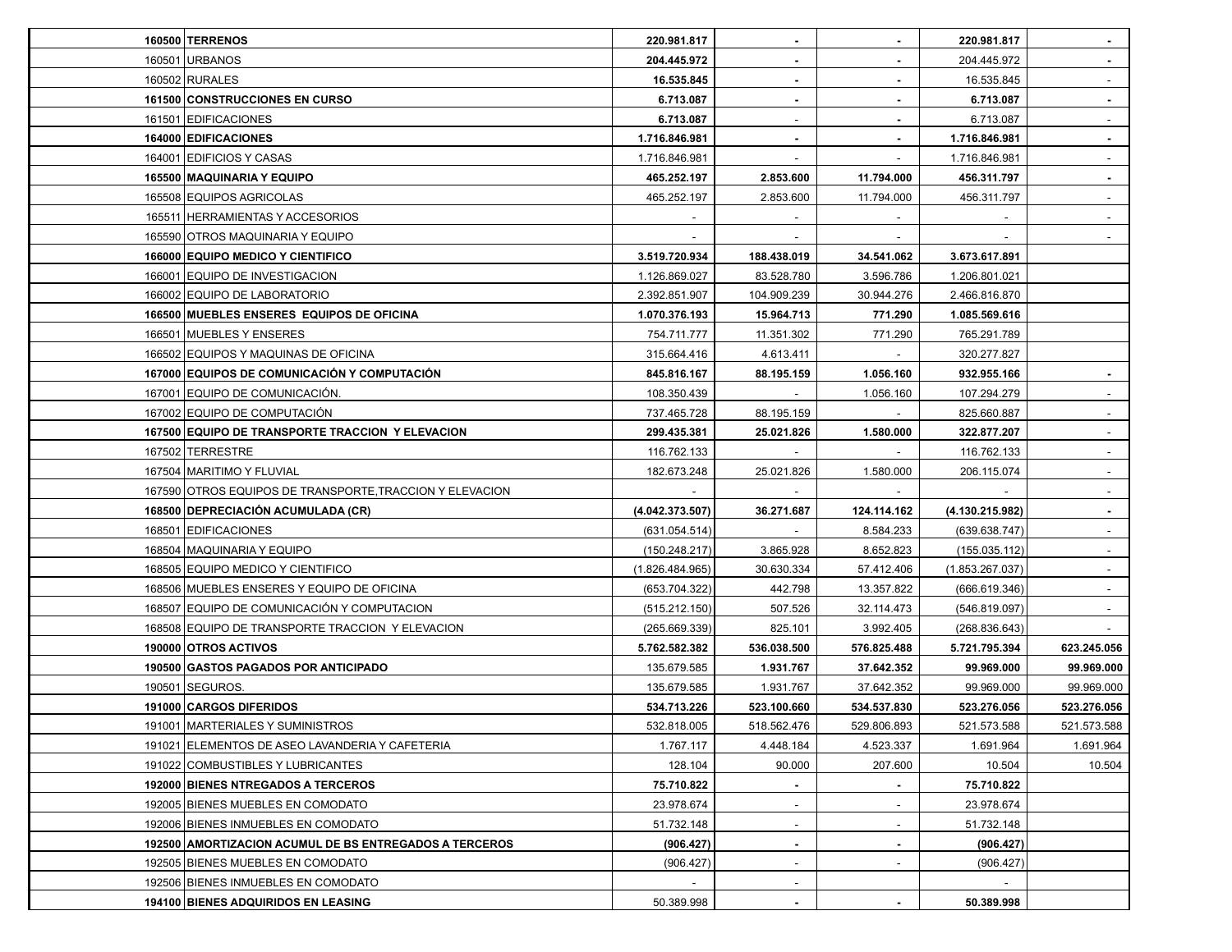| | | | | | | |
|---|---|---|---|---|---|---|
| **160500** | **TERRENOS** | **220.981.817** | **-** | **-** | **220.981.817** | **-** |
| 160501 | URBANOS | **204.445.972** | **-** | **-** | 204.445.972 | **-** |
| 160502 | RURALES | **16.535.845** | **-** | **-** | 16.535.845 | - |
| **161500** | **CONSTRUCCIONES EN CURSO** | **6.713.087** | **-** | **-** | **6.713.087** | **-** |
| 161501 | EDIFICACIONES | **6.713.087** | - | **-** | 6.713.087 | - |
| **164000** | **EDIFICACIONES** | **1.716.846.981** | **-** | **-** | **1.716.846.981** | **-** |
| 164001 | EDIFICIOS Y CASAS | 1.716.846.981 | - | - | 1.716.846.981 | - |
| **165500** | **MAQUINARIA Y EQUIPO** | **465.252.197** | **2.853.600** | **11.794.000** | **456.311.797** | **-** |
| 165508 | EQUIPOS AGRICOLAS | 465.252.197 | 2.853.600 | 11.794.000 | 456.311.797 | - |
| 165511 | HERRAMIENTAS Y ACCESORIOS | - | - | - | - | - |
| 165590 | OTROS MAQUINARIA Y EQUIPO | - | - | - | - | - |
| **166000** | **EQUIPO MEDICO Y CIENTIFICO** | **3.519.720.934** | **188.438.019** | **34.541.062** | **3.673.617.891** | |
| 166001 | EQUIPO DE INVESTIGACION | 1.126.869.027 | 83.528.780 | 3.596.786 | 1.206.801.021 | |
| 166002 | EQUIPO DE LABORATORIO | 2.392.851.907 | 104.909.239 | 30.944.276 | 2.466.816.870 | |
| **166500** | **MUEBLES ENSERES EQUIPOS DE OFICINA** | **1.070.376.193** | **15.964.713** | **771.290** | **1.085.569.616** | |
| 166501 | MUEBLES Y ENSERES | 754.711.777 | 11.351.302 | 771.290 | 765.291.789 | |
| 166502 | EQUIPOS Y MAQUINAS DE OFICINA | 315.664.416 | 4.613.411 | - | 320.277.827 | |
| **167000** | **EQUIPOS DE COMUNICACIÓN Y COMPUTACIÓN** | **845.816.167** | **88.195.159** | **1.056.160** | **932.955.166** | **-** |
| 167001 | EQUIPO DE COMUNICACIÓN. | 108.350.439 | - | 1.056.160 | 107.294.279 | - |
| 167002 | EQUIPO DE COMPUTACIÓN | 737.465.728 | 88.195.159 | - | 825.660.887 | - |
| **167500** | **EQUIPO DE TRANSPORTE TRACCION Y ELEVACION** | **299.435.381** | **25.021.826** | **1.580.000** | **322.877.207** | - |
| 167502 | TERRESTRE | 116.762.133 | - | - | 116.762.133 | - |
| 167504 | MARITIMO Y FLUVIAL | 182.673.248 | 25.021.826 | 1.580.000 | 206.115.074 | - |
| 167590 | OTROS EQUIPOS DE TRANSPORTE,TRACCION Y ELEVACION | - | - | - | - | - |
| **168500** | **DEPRECIACIÓN ACUMULADA (CR)** | **(4.042.373.507)** | **36.271.687** | **124.114.162** | **(4.130.215.982)** | **-** |
| 168501 | EDIFICACIONES | (631.054.514) | - | 8.584.233 | (639.638.747) | - |
| 168504 | MAQUINARIA Y EQUIPO | (150.248.217) | 3.865.928 | 8.652.823 | (155.035.112) | - |
| 168505 | EQUIPO MEDICO Y CIENTIFICO | (1.826.484.965) | 30.630.334 | 57.412.406 | (1.853.267.037) | - |
| 168506 | MUEBLES ENSERES Y EQUIPO DE OFICINA | (653.704.322) | 442.798 | 13.357.822 | (666.619.346) | - |
| 168507 | EQUIPO DE COMUNICACIÓN Y COMPUTACION | (515.212.150) | 507.526 | 32.114.473 | (546.819.097) | - |
| 168508 | EQUIPO DE TRANSPORTE TRACCION Y ELEVACION | (265.669.339) | 825.101 | 3.992.405 | (268.836.643) | - |
| **190000** | **OTROS ACTIVOS** | **5.762.582.382** | **536.038.500** | **576.825.488** | **5.721.795.394** | **623.245.056** |
| **190500** | **GASTOS PAGADOS POR ANTICIPADO** | 135.679.585 | **1.931.767** | **37.642.352** | **99.969.000** | **99.969.000** |
| 190501 | SEGUROS. | 135.679.585 | 1.931.767 | 37.642.352 | 99.969.000 | 99.969.000 |
| **191000** | **CARGOS DIFERIDOS** | **534.713.226** | **523.100.660** | **534.537.830** | **523.276.056** | **523.276.056** |
| 191001 | MARTERIALES Y SUMINISTROS | 532.818.005 | 518.562.476 | 529.806.893 | 521.573.588 | 521.573.588 |
| 191021 | ELEMENTOS DE ASEO LAVANDERIA Y CAFETERIA | 1.767.117 | 4.448.184 | 4.523.337 | 1.691.964 | 1.691.964 |
| 191022 | COMBUSTIBLES Y LUBRICANTES | 128.104 | 90.000 | 207.600 | 10.504 | 10.504 |
| **192000** | **BIENES NTREGADOS A TERCEROS** | **75.710.822** | **-** | **-** | **75.710.822** | |
| 192005 | BIENES MUEBLES EN COMODATO | 23.978.674 | - | - | 23.978.674 | |
| 192006 | BIENES INMUEBLES EN COMODATO | 51.732.148 | - | - | 51.732.148 | |
| **192500** | **AMORTIZACION ACUMUL DE BS ENTREGADOS A TERCEROS** | **(906.427)** | **-** | **-** | **(906.427)** | |
| 192505 | BIENES MUEBLES EN COMODATO | (906.427) | - | - | (906.427) | |
| 192506 | BIENES INMUEBLES EN COMODATO | - | - | | - | |
| **194100** | **BIENES ADQUIRIDOS EN LEASING** | 50.389.998 | **-** | **-** | **50.389.998** | |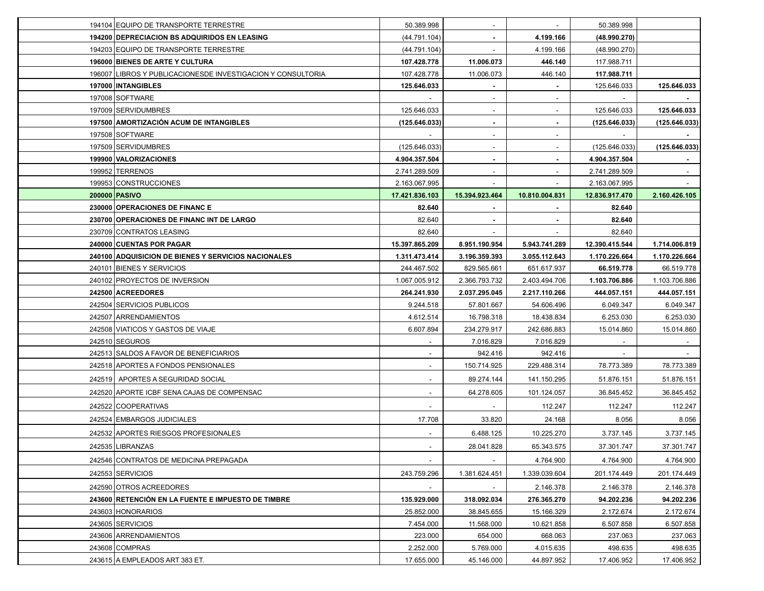| | | | | | | |
|---|---|---|---|---|---|---|
| 194104 | EQUIPO DE TRANSPORTE TERRESTRE | 50.389.998 | - | - | 50.389.998 | |
| **194200** | **DEPRECIACION BS ADQUIRIDOS EN LEASING** | (44.791.104) | **-** | **4.199.166** | **(48.990.270)** | |
| 194203 | EQUIPO DE TRANSPORTE TERRESTRE | (44.791.104) | - | 4.199.166 | (48.990.270) | |
| **196000** | **BIENES DE ARTE Y CULTURA** | **107.428.778** | **11.006.073** | **446.140** | 117.988.711 | |
| 196007 | LIBROS Y PUBLICACIONESDE INVESTIGACION Y CONSULTORIA | 107.428.778 | 11.006.073 | 446.140 | **117.988.711** | |
| **197000** | **INTANGIBLES** | **125.646.033** | **-** | **-** | 125.646.033 | **125.646.033** |
| 197008 | SOFTWARE | - | - | - | - | **-** |
| 197009 | SERVIDUMBRES | 125.646.033 | - | - | 125.646.033 | **125.646.033** |
| **197500** | **AMORTIZACIÓN ACUM DE INTANGIBLES** | **(125.646.033)** | **-** | **-** | **(125.646.033)** | **(125.646.033)** |
| 197508 | SOFTWARE | - | - | - | - | **-** |
| 197509 | SERVIDUMBRES | (125.646.033) | - | - | (125.646.033) | **(125.646.033)** |
| **199900** | **VALORIZACIONES** | **4.904.357.504** | **-** | **-** | **4.904.357.504** | **-** |
| 199952 | TERRENOS | 2.741.289.509 | - | - | 2.741.289.509 | - |
| 199953 | CONSTRUCCIONES | 2.163.067.995 | - | - | 2.163.067.995 | - |
| **200000** | **PASIVO** | **17.421.836.103** | **15.394.923.464** | **10.810.004.831** | **12.836.917.470** | **2.160.426.105** |
| **230000** | **OPERACIONES DE FINANC E** | **82.640** | **-** | **-** | **82.640** | |
| **230700** | **OPERACIONES DE FINANC INT DE LARGO** | 82.640 | **-** | **-** | **82.640** | |
| 230709 | CONTRATOS LEASING | 82.640 | - | - | 82.640 | |
| **240000** | **CUENTAS POR PAGAR** | **15.397.865.209** | **8.951.190.954** | **5.943.741.289** | **12.390.415.544** | **1.714.006.819** |
| **240100** | **ADQUISICION DE BIENES Y SERVICIOS NACIONALES** | **1.311.473.414** | **3.196.359.393** | **3.055.112.643** | **1.170.226.664** | **1.170.226.664** |
| 240101 | BIENES Y SERVICIOS | 244.467.502 | 829.565.661 | 651.617.937 | **66.519.778** | 66.519.778 |
| 240102 | PROYECTOS DE INVERSION | 1.067.005.912 | 2.366.793.732 | 2.403.494.706 | **1.103.706.886** | 1.103.706.886 |
| **242500** | **ACREEDORES** | **264.241.930** | **2.037.295.045** | **2.217.110.266** | **444.057.151** | **444.057.151** |
| 242504 | SERVICIOS PUBLICOS | 9.244.518 | 57.801.667 | 54.606.496 | 6.049.347 | 6.049.347 |
| 242507 | ARRENDAMIENTOS | 4.612.514 | 16.798.318 | 18.438.834 | 6.253.030 | 6.253.030 |
| 242508 | VIATICOS Y GASTOS DE VIAJE | 6.607.894 | 234.279.917 | 242.686.883 | 15.014.860 | 15.014.860 |
| 242510 | SEGUROS | - | 7.016.829 | 7.016.829 | - | - |
| 242513 | SALDOS A FAVOR DE BENEFICIARIOS | - | 942.416 | 942.416 | - | - |
| 242518 | APORTES A FONDOS PENSIONALES | - | 150.714.925 | 229.488.314 | 78.773.389 | 78.773.389 |
| 242519 | APORTES A SEGURIDAD SOCIAL | - | 89.274.144 | 141.150.295 | 51.876.151 | 51.876.151 |
| 242520 | APORTE ICBF SENA CAJAS DE COMPENSAC | - | 64.278.605 | 101.124.057 | 36.845.452 | 36.845.452 |
| 242522 | COOPERATIVAS | - | - | 112.247 | 112.247 | 112.247 |
| 242524 | EMBARGOS JUDICIALES | 17.708 | 33.820 | 24.168 | 8.056 | 8.056 |
| 242532 | APORTES RIESGOS PROFESIONALES | - | 6.488.125 | 10.225.270 | 3.737.145 | 3.737.145 |
| 242535 | LIBRANZAS | - | 28.041.828 | 65.343.575 | 37.301.747 | 37.301.747 |
| 242546 | CONTRATOS DE MEDICINA PREPAGADA | - | - | 4.764.900 | 4.764.900 | 4.764.900 |
| 242553 | SERVICIOS | 243.759.296 | 1.381.624.451 | 1.339.039.604 | 201.174.449 | 201.174.449 |
| 242590 | OTROS ACREEDORES | - | - | 2.146.378 | 2.146.378 | 2.146.378 |
| **243600** | **RETENCIÓN EN LA FUENTE E IMPUESTO DE TIMBRE** | **135.929.000** | **318.092.034** | **276.365.270** | **94.202.236** | **94.202.236** |
| 243603 | HONORARIOS | 25.852.000 | 38.845.655 | 15.166.329 | 2.172.674 | 2.172.674 |
| 243605 | SERVICIOS | 7.454.000 | 11.568.000 | 10.621.858 | 6.507.858 | 6.507.858 |
| 243606 | ARRENDAMIENTOS | 223.000 | 654.000 | 668.063 | 237.063 | 237.063 |
| 243608 | COMPRAS | 2.252.000 | 5.769.000 | 4.015.635 | 498.635 | 498.635 |
| 243615 | A EMPLEADOS ART 383 ET. | 17.655.000 | 45.146.000 | 44.897.952 | 17.406.952 | 17.406.952 |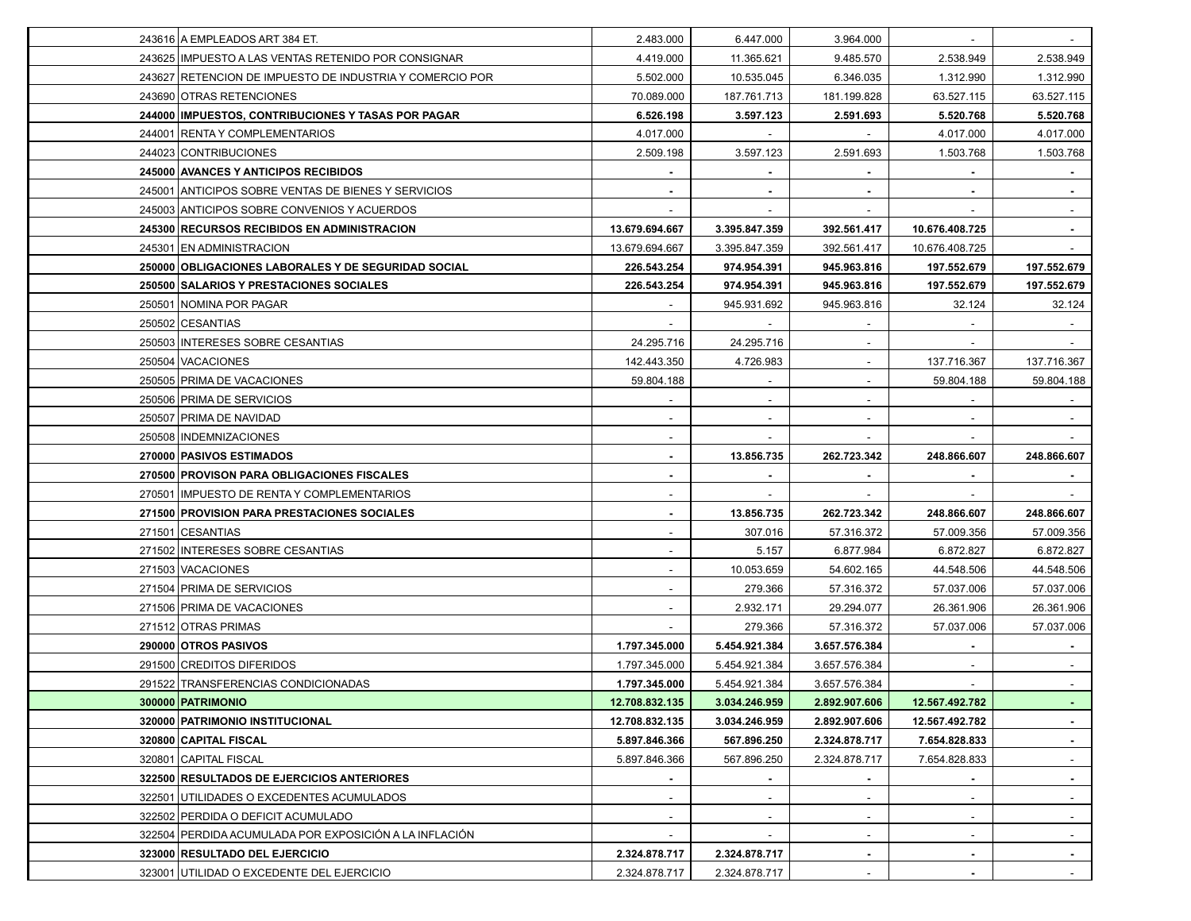| | | | | | | |
|---|---|---|---|---|---|---|
| 243616 | A EMPLEADOS ART 384 ET. | 2.483.000 | 6.447.000 | 3.964.000 | - | - |
| 243625 | IMPUESTO A LAS VENTAS RETENIDO POR CONSIGNAR | 4.419.000 | 11.365.621 | 9.485.570 | 2.538.949 | 2.538.949 |
| 243627 | RETENCION DE IMPUESTO DE INDUSTRIA Y COMERCIO POR | 5.502.000 | 10.535.045 | 6.346.035 | 1.312.990 | 1.312.990 |
| 243690 | OTRAS RETENCIONES | 70.089.000 | 187.761.713 | 181.199.828 | 63.527.115 | 63.527.115 |
| **244000** | **IMPUESTOS, CONTRIBUCIONES Y TASAS POR PAGAR** | **6.526.198** | **3.597.123** | **2.591.693** | **5.520.768** | **5.520.768** |
| 244001 | RENTA Y COMPLEMENTARIOS | 4.017.000 | - | - | 4.017.000 | 4.017.000 |
| 244023 | CONTRIBUCIONES | 2.509.198 | 3.597.123 | 2.591.693 | 1.503.768 | 1.503.768 |
| **245000** | **AVANCES Y ANTICIPOS RECIBIDOS** | **-** | **-** | **-** | **-** | **-** |
| 245001 | ANTICIPOS SOBRE VENTAS DE BIENES Y SERVICIOS | - | - | - | - | - |
| 245003 | ANTICIPOS SOBRE CONVENIOS Y ACUERDOS | - | - | - | - | - |
| **245300** | **RECURSOS RECIBIDOS EN ADMINISTRACION** | **13.679.694.667** | **3.395.847.359** | **392.561.417** | **10.676.408.725** | **-** |
| 245301 | EN ADMINISTRACION | 13.679.694.667 | 3.395.847.359 | 392.561.417 | 10.676.408.725 | - |
| **250000** | **OBLIGACIONES LABORALES Y DE SEGURIDAD SOCIAL** | **226.543.254** | **974.954.391** | **945.963.816** | **197.552.679** | **197.552.679** |
| **250500** | **SALARIOS Y PRESTACIONES SOCIALES** | **226.543.254** | **974.954.391** | **945.963.816** | **197.552.679** | **197.552.679** |
| 250501 | NOMINA POR PAGAR | - | 945.931.692 | 945.963.816 | 32.124 | 32.124 |
| 250502 | CESANTIAS | - | - | - | - | - |
| 250503 | INTERESES SOBRE CESANTIAS | 24.295.716 | 24.295.716 | - | - | - |
| 250504 | VACACIONES | 142.443.350 | 4.726.983 | - | 137.716.367 | 137.716.367 |
| 250505 | PRIMA DE VACACIONES | 59.804.188 | - | - | 59.804.188 | 59.804.188 |
| 250506 | PRIMA DE SERVICIOS | - | - | - | - | - |
| 250507 | PRIMA DE NAVIDAD | - | - | - | - | - |
| 250508 | INDEMNIZACIONES | - | - | - | - | - |
| **270000** | **PASIVOS ESTIMADOS** | **-** | **13.856.735** | **262.723.342** | **248.866.607** | **248.866.607** |
| **270500** | **PROVISON PARA OBLIGACIONES FISCALES** | **-** | **-** | **-** | **-** | **-** |
| 270501 | IMPUESTO DE RENTA Y COMPLEMENTARIOS | - | - | - | - | - |
| **271500** | **PROVISION PARA PRESTACIONES SOCIALES** | **-** | **13.856.735** | **262.723.342** | **248.866.607** | **248.866.607** |
| 271501 | CESANTIAS | - | 307.016 | 57.316.372 | 57.009.356 | 57.009.356 |
| 271502 | INTERESES SOBRE CESANTIAS | - | 5.157 | 6.877.984 | 6.872.827 | 6.872.827 |
| 271503 | VACACIONES | - | 10.053.659 | 54.602.165 | 44.548.506 | 44.548.506 |
| 271504 | PRIMA DE SERVICIOS | - | 279.366 | 57.316.372 | 57.037.006 | 57.037.006 |
| 271506 | PRIMA DE VACACIONES | - | 2.932.171 | 29.294.077 | 26.361.906 | 26.361.906 |
| 271512 | OTRAS PRIMAS | - | 279.366 | 57.316.372 | 57.037.006 | 57.037.006 |
| **290000** | **OTROS PASIVOS** | **1.797.345.000** | **5.454.921.384** | **3.657.576.384** | **-** | **-** |
| 291500 | CREDITOS DIFERIDOS | 1.797.345.000 | 5.454.921.384 | 3.657.576.384 | - | - |
| 291522 | TRANSFERENCIAS CONDICIONADAS | **1.797.345.000** | 5.454.921.384 | 3.657.576.384 | - | - |
| **300000** | **PATRIMONIO** | **12.708.832.135** | **3.034.246.959** | **2.892.907.606** | **12.567.492.782** | **-** |
| **320000** | **PATRIMONIO INSTITUCIONAL** | **12.708.832.135** | **3.034.246.959** | **2.892.907.606** | **12.567.492.782** | **-** |
| **320800** | **CAPITAL FISCAL** | **5.897.846.366** | **567.896.250** | **2.324.878.717** | **7.654.828.833** | **-** |
| 320801 | CAPITAL FISCAL | 5.897.846.366 | 567.896.250 | 2.324.878.717 | 7.654.828.833 | - |
| **322500** | **RESULTADOS DE EJERCICIOS ANTERIORES** | **-** | **-** | **-** | **-** | **-** |
| 322501 | UTILIDADES O EXCEDENTES ACUMULADOS | - | - | - | - | - |
| 322502 | PERDIDA O DEFICIT ACUMULADO | - | - | - | - | - |
| 322504 | PERDIDA ACUMULADA POR EXPOSICIÓN A LA INFLACIÓN | - | - | - | - | - |
| **323000** | **RESULTADO DEL EJERCICIO** | **2.324.878.717** | **2.324.878.717** | **-** | **-** | **-** |
| 323001 | UTILIDAD O EXCEDENTE DEL EJERCICIO | 2.324.878.717 | 2.324.878.717 | - | **-** | - |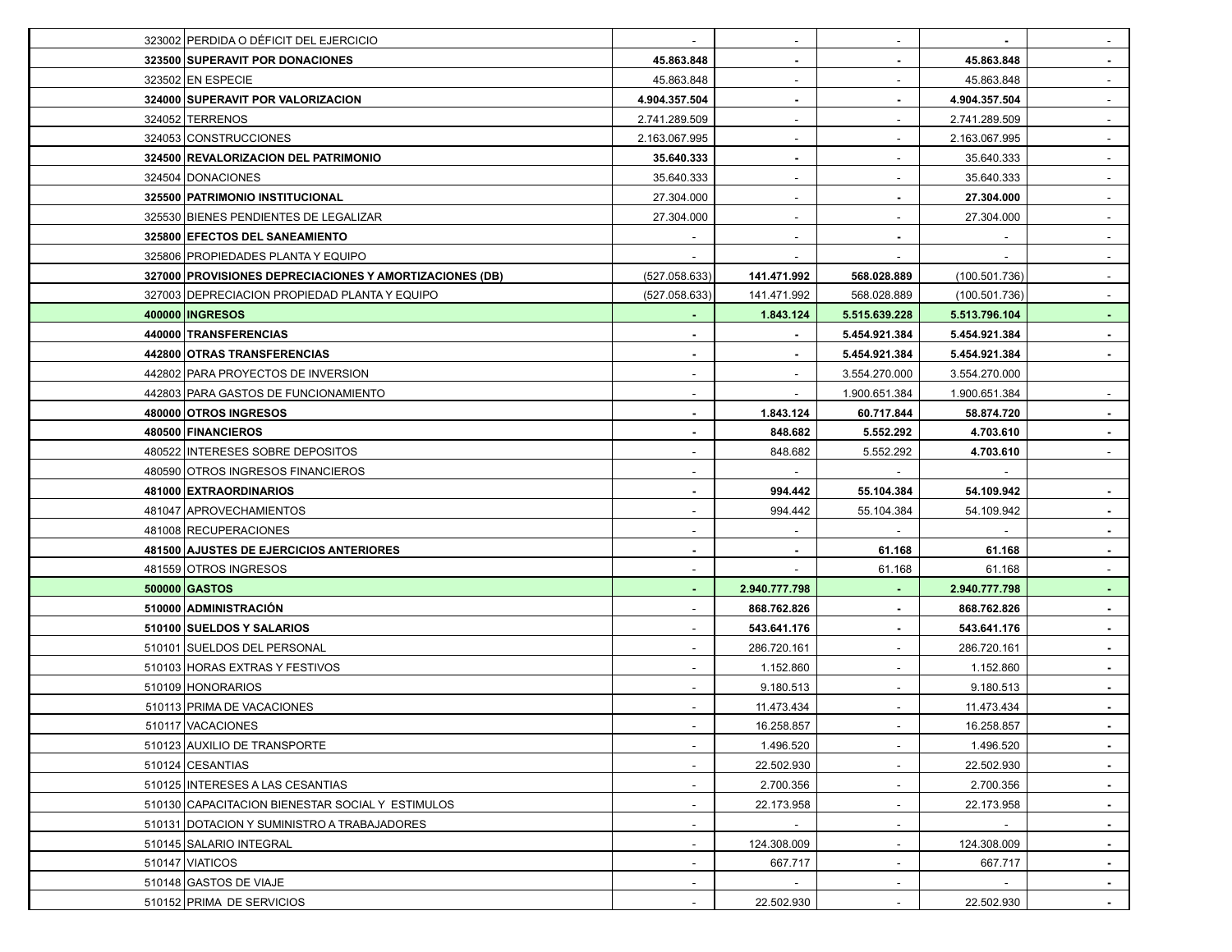| | | | | | |
|---|---|---|---|---|---|
| 323002 | PERDIDA O DÉFICIT DEL EJERCICIO | - | - | - | **-** | - |
| **323500** | **SUPERAVIT POR DONACIONES** | **45.863.848** | **-** | **-** | **45.863.848** | **-** |
| 323502 | EN ESPECIE | 45.863.848 | - | - | 45.863.848 | - |
| **324000** | **SUPERAVIT POR VALORIZACION** | **4.904.357.504** | **-** | **-** | **4.904.357.504** | - |
| 324052 | TERRENOS | 2.741.289.509 | - | - | 2.741.289.509 | - |
| 324053 | CONSTRUCCIONES | 2.163.067.995 | - | - | 2.163.067.995 | - |
| **324500** | **REVALORIZACION DEL PATRIMONIO** | **35.640.333** | **-** | - | 35.640.333 | - |
| 324504 | DONACIONES | 35.640.333 | - | - | 35.640.333 | - |
| **325500** | **PATRIMONIO INSTITUCIONAL** | 27.304.000 | - | **-** | **27.304.000** | - |
| 325530 | BIENES PENDIENTES DE LEGALIZAR | 27.304.000 | - | - | 27.304.000 | - |
| **325800** | **EFECTOS DEL SANEAMIENTO** | - | - | **-** | - | - |
| 325806 | PROPIEDADES PLANTA Y EQUIPO | - | - | - | - | - |
| **327000** | **PROVISIONES DEPRECIACIONES Y AMORTIZACIONES (DB)** | (527.058.633) | **141.471.992** | **568.028.889** | (100.501.736) | - |
| 327003 | DEPRECIACION PROPIEDAD PLANTA Y EQUIPO | (527.058.633) | 141.471.992 | 568.028.889 | (100.501.736) | - |
| **400000** | **INGRESOS** | **-** | **1.843.124** | **5.515.639.228** | **5.513.796.104** | **-** |
| **440000** | **TRANSFERENCIAS** | **-** | **-** | **5.454.921.384** | **5.454.921.384** | **-** |
| **442800** | **OTRAS TRANSFERENCIAS** | **-** | **-** | **5.454.921.384** | **5.454.921.384** | **-** |
| 442802 | PARA PROYECTOS DE INVERSION | - | - | 3.554.270.000 | 3.554.270.000 | |
| 442803 | PARA GASTOS DE FUNCIONAMIENTO | - | - | 1.900.651.384 | 1.900.651.384 | - |
| **480000** | **OTROS INGRESOS** | **-** | **1.843.124** | **60.717.844** | **58.874.720** | **-** |
| **480500** | **FINANCIEROS** | **-** | **848.682** | **5.552.292** | **4.703.610** | **-** |
| 480522 | INTERESES SOBRE DEPOSITOS | - | 848.682 | 5.552.292 | **4.703.610** | - |
| 480590 | OTROS INGRESOS FINANCIEROS | - | - | - | - | |
| **481000** | **EXTRAORDINARIOS** | **-** | **994.442** | **55.104.384** | **54.109.942** | **-** |
| 481047 | APROVECHAMIENTOS | - | 994.442 | 55.104.384 | 54.109.942 | **-** |
| 481008 | RECUPERACIONES | - | - | - | - | **-** |
| **481500** | **AJUSTES DE EJERCICIOS ANTERIORES** | **-** | **-** | **61.168** | **61.168** | **-** |
| 481559 | OTROS INGRESOS | - | - | 61.168 | 61.168 | - |
| **500000** | **GASTOS** | **-** | **2.940.777.798** | **-** | **2.940.777.798** | **-** |
| **510000** | **ADMINISTRACIÓN** | - | **868.762.826** | **-** | **868.762.826** | **-** |
| **510100** | **SUELDOS Y SALARIOS** | - | **543.641.176** | **-** | **543.641.176** | **-** |
| 510101 | SUELDOS DEL PERSONAL | - | 286.720.161 | - | 286.720.161 | **-** |
| 510103 | HORAS EXTRAS Y FESTIVOS | - | 1.152.860 | - | 1.152.860 | **-** |
| 510109 | HONORARIOS | - | 9.180.513 | - | 9.180.513 | **-** |
| 510113 | PRIMA DE VACACIONES | - | 11.473.434 | - | 11.473.434 | **-** |
| 510117 | VACACIONES | - | 16.258.857 | - | 16.258.857 | **-** |
| 510123 | AUXILIO DE TRANSPORTE | - | 1.496.520 | - | 1.496.520 | **-** |
| 510124 | CESANTIAS | - | 22.502.930 | - | 22.502.930 | **-** |
| 510125 | INTERESES A LAS CESANTIAS | - | 2.700.356 | - | 2.700.356 | **-** |
| 510130 | CAPACITACION BIENESTAR SOCIAL Y ESTIMULOS | - | 22.173.958 | - | 22.173.958 | **-** |
| 510131 | DOTACION Y SUMINISTRO A TRABAJADORES | - | - | - | - | **-** |
| 510145 | SALARIO INTEGRAL | - | 124.308.009 | - | 124.308.009 | **-** |
| 510147 | VIATICOS | - | 667.717 | - | 667.717 | **-** |
| 510148 | GASTOS DE VIAJE | - | - | - | - | **-** |
| 510152 | PRIMA DE SERVICIOS | - | 22.502.930 | - | 22.502.930 | **-** |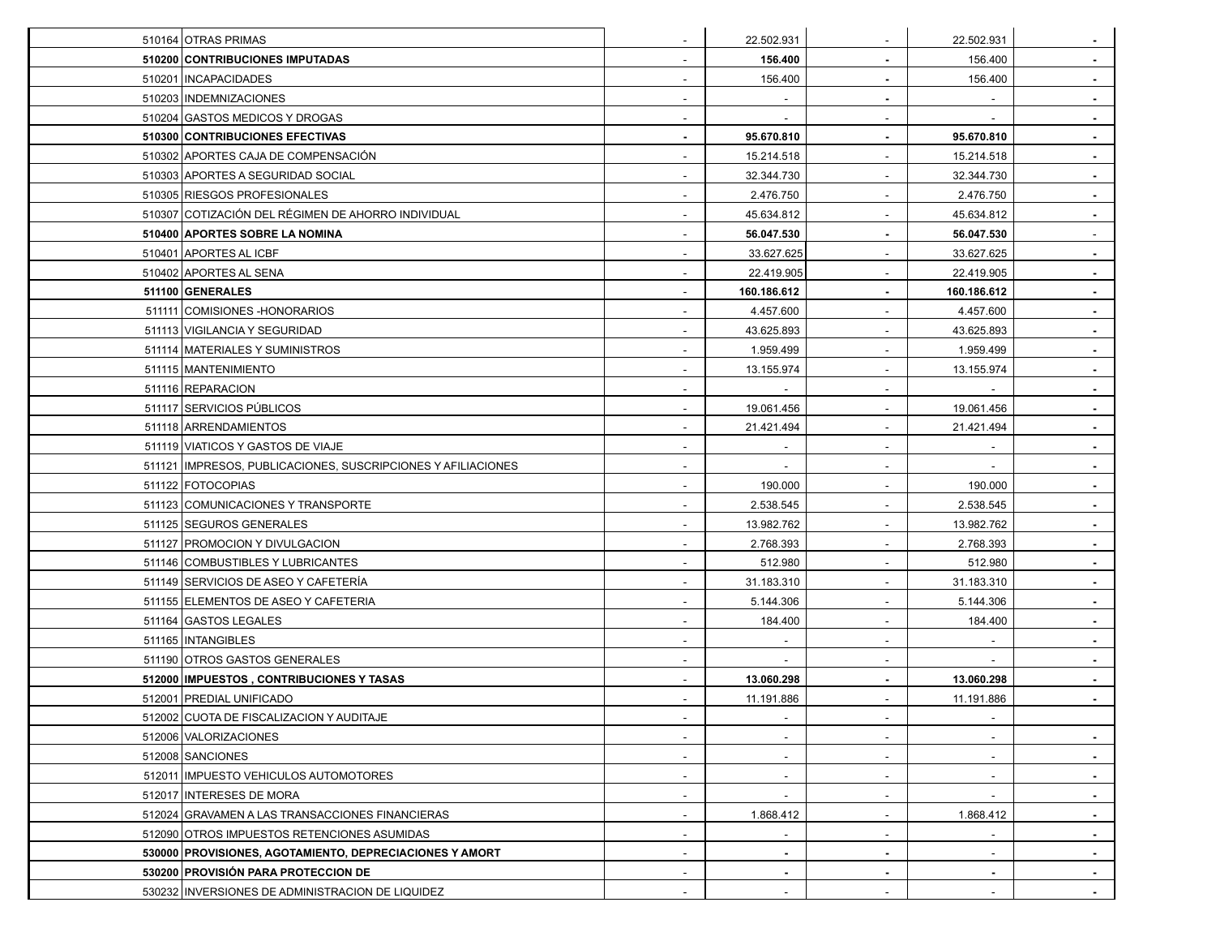| | | | | | | |
|---|---|---|---|---|---|---|
| 510164 | OTRAS PRIMAS | - | 22.502.931 | - | 22.502.931 | - |
| **510200** | **CONTRIBUCIONES IMPUTADAS** | - | **156.400** | - | 156.400 | - |
| 510201 | INCAPACIDADES | - | 156.400 | - | 156.400 | - |
| 510203 | INDEMNIZACIONES | - | - | - | - | - |
| 510204 | GASTOS MEDICOS Y DROGAS | - | - | - | - | - |
| **510300** | **CONTRIBUCIONES EFECTIVAS** | - | **95.670.810** | - | **95.670.810** | - |
| 510302 | APORTES CAJA DE COMPENSACIÓN | - | 15.214.518 | - | 15.214.518 | - |
| 510303 | APORTES A SEGURIDAD SOCIAL | - | 32.344.730 | - | 32.344.730 | - |
| 510305 | RIESGOS PROFESIONALES | - | 2.476.750 | - | 2.476.750 | - |
| 510307 | COTIZACIÓN DEL RÉGIMEN DE AHORRO INDIVIDUAL | - | 45.634.812 | - | 45.634.812 | - |
| **510400** | **APORTES SOBRE LA NOMINA** | - | **56.047.530** | - | **56.047.530** | - |
| 510401 | APORTES AL ICBF | - | 33.627.625 | - | 33.627.625 | - |
| 510402 | APORTES AL SENA | - | 22.419.905 | - | 22.419.905 | - |
| **511100** | **GENERALES** | - | **160.186.612** | - | **160.186.612** | - |
| 511111 | COMISIONES -HONORARIOS | - | 4.457.600 | - | 4.457.600 | - |
| 511113 | VIGILANCIA Y SEGURIDAD | - | 43.625.893 | - | 43.625.893 | - |
| 511114 | MATERIALES Y SUMINISTROS | - | 1.959.499 | - | 1.959.499 | - |
| 511115 | MANTENIMIENTO | - | 13.155.974 | - | 13.155.974 | - |
| 511116 | REPARACION | - | - | - | - | - |
| 511117 | SERVICIOS PÚBLICOS | - | 19.061.456 | - | 19.061.456 | - |
| 511118 | ARRENDAMIENTOS | - | 21.421.494 | - | 21.421.494 | - |
| 511119 | VIATICOS Y GASTOS DE VIAJE | - | - | - | - | - |
| 511121 | IMPRESOS, PUBLICACIONES, SUSCRIPCIONES Y AFILIACIONES | - | - | - | - | - |
| 511122 | FOTOCOPIAS | - | 190.000 | - | 190.000 | - |
| 511123 | COMUNICACIONES Y TRANSPORTE | - | 2.538.545 | - | 2.538.545 | - |
| 511125 | SEGUROS GENERALES | - | 13.982.762 | - | 13.982.762 | - |
| 511127 | PROMOCION Y DIVULGACION | - | 2.768.393 | - | 2.768.393 | - |
| 511146 | COMBUSTIBLES Y LUBRICANTES | - | 512.980 | - | 512.980 | - |
| 511149 | SERVICIOS DE ASEO Y CAFETERÍA | - | 31.183.310 | - | 31.183.310 | - |
| 511155 | ELEMENTOS DE ASEO Y CAFETERIA | - | 5.144.306 | - | 5.144.306 | - |
| 511164 | GASTOS LEGALES | - | 184.400 | - | 184.400 | - |
| 511165 | INTANGIBLES | - | - | - | - | - |
| 511190 | OTROS GASTOS GENERALES | - | - | - | - | - |
| **512000** | **IMPUESTOS , CONTRIBUCIONES Y TASAS** | - | **13.060.298** | - | **13.060.298** | - |
| 512001 | PREDIAL UNIFICADO | - | 11.191.886 | - | 11.191.886 | - |
| 512002 | CUOTA DE FISCALIZACION Y AUDITAJE | - | - | - | - | |
| 512006 | VALORIZACIONES | - | - | - | - | - |
| 512008 | SANCIONES | - | - | - | - | - |
| 512011 | IMPUESTO VEHICULOS AUTOMOTORES | - | - | - | - | - |
| 512017 | INTERESES DE MORA | - | - | - | - | - |
| 512024 | GRAVAMEN A LAS TRANSACCIONES FINANCIERAS | - | 1.868.412 | - | 1.868.412 | - |
| 512090 | OTROS IMPUESTOS RETENCIONES ASUMIDAS | - | - | - | - | - |
| **530000** | **PROVISIONES, AGOTAMIENTO, DEPRECIACIONES Y AMORT** | - | - | - | - | - |
| **530200** | **PROVISIÓN PARA PROTECCION DE** | - | - | - | - | - |
| 530232 | INVERSIONES DE ADMINISTRACION DE LIQUIDEZ | - | - | - | - | - |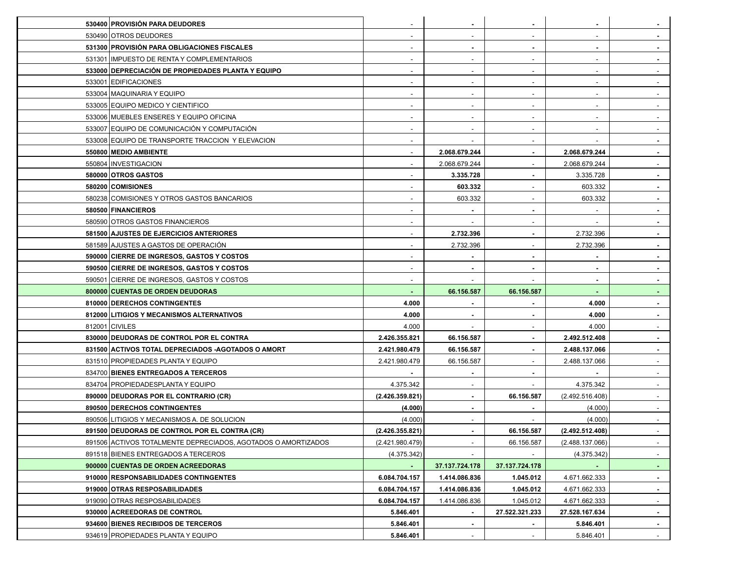| | | | | | | |
|---|---|---|---|---|---|---|
| **530400** | **PROVISIÓN PARA DEUDORES** | - | - | - | - | - |
| 530490 | OTROS DEUDORES | - | - | - | - | - |
| **531300** | **PROVISIÓN PARA OBLIGACIONES FISCALES** | - | - | - | - | - |
| 531301 | IMPUESTO DE RENTA Y COMPLEMENTARIOS | - | - | - | - | - |
| **533000** | **DEPRECIACIÓN DE PROPIEDADES PLANTA Y EQUIPO** | - | - | - | - | - |
| 533001 | EDIFICACIONES | - | - | - | - | - |
| 533004 | MAQUINARIA Y EQUIPO | - | - | - | - | - |
| 533005 | EQUIPO MEDICO Y CIENTIFICO | - | - | - | - | - |
| 533006 | MUEBLES ENSERES Y EQUIPO OFICINA | - | - | - | - | - |
| 533007 | EQUIPO DE COMUNICACIÓN Y COMPUTACIÓN | - | - | - | - | - |
| 533008 | EQUIPO DE TRANSPORTE TRACCION Y ELEVACION | - | - | - | - | - |
| **550800** | **MEDIO AMBIENTE** | - | **2.068.679.244** | - | **2.068.679.244** | - |
| 550804 | INVESTIGACION | - | 2.068.679.244 | - | 2.068.679.244 | - |
| **580000** | **OTROS GASTOS** | - | **3.335.728** | - | 3.335.728 | - |
| **580200** | **COMISIONES** | - | **603.332** | - | 603.332 | - |
| 580238 | COMISIONES Y OTROS GASTOS BANCARIOS | - | 603.332 | - | 603.332 | - |
| **580500** | **FINANCIEROS** | - | - | - | - | - |
| 580590 | OTROS GASTOS FINANCIEROS | - | - | - | - | - |
| **581500** | **AJUSTES DE EJERCICIOS ANTERIORES** | - | **2.732.396** | - | 2.732.396 | - |
| 581589 | AJUSTES A GASTOS DE OPERACIÓN | - | 2.732.396 | - | 2.732.396 | - |
| **590000** | **CIERRE DE INGRESOS, GASTOS Y COSTOS** | - | - | - | - | - |
| **590500** | **CIERRE DE INGRESOS, GASTOS Y COSTOS** | - | - | - | - | - |
| 590501 | CIERRE DE INGRESOS, GASTOS Y COSTOS | - | - | - | - | - |
| **800000** | **CUENTAS DE ORDEN DEUDORAS** | - | **66.156.587** | **66.156.587** | - | - |
| **810000** | **DERECHOS CONTINGENTES** | **4.000** | - | - | **4.000** | - |
| **812000** | **LITIGIOS Y MECANISMOS ALTERNATIVOS** | **4.000** | - | - | **4.000** | - |
| 812001 | CIVILES | 4.000 | - | - | 4.000 | - |
| **830000** | **DEUDORAS DE CONTROL POR EL CONTRA** | **2.426.355.821** | **66.156.587** | - | **2.492.512.408** | - |
| **831500** | **ACTIVOS TOTAL DEPRECIADOS -AGOTADOS O AMORT** | **2.421.980.479** | **66.156.587** | - | **2.488.137.066** | - |
| 831510 | PROPIEDADES PLANTA Y EQUIPO | 2.421.980.479 | 66.156.587 | - | 2.488.137.066 | - |
| 834700 | **BIENES ENTREGADOS A TERCEROS** | - | - | - | - | - |
| 834704 | PROPIEDADESPLANTA Y EQUIPO | 4.375.342 | - | - | 4.375.342 | - |
| **890000** | **DEUDORAS POR EL CONTRARIO (CR)** | **(2.426.359.821)** | - | **66.156.587** | (2.492.516.408) | - |
| **890500** | **DERECHOS CONTINGENTES** | **(4.000)** | - | - | (4.000) | - |
| 890506 | LITIGIOS Y MECANISMOS A. DE SOLUCION | (4.000) | - | - | (4.000) | - |
| **891500** | **DEUDORAS DE CONTROL POR EL CONTRA (CR)** | **(2.426.355.821)** | - | **66.156.587** | **(2.492.512.408)** | - |
| 891506 | ACTIVOS TOTALMENTE DEPRECIADOS, AGOTADOS O AMORTIZADOS | (2.421.980.479) | - | 66.156.587 | (2.488.137.066) | - |
| 891518 | BIENES ENTREGADOS A TERCEROS | (4.375.342) | - | - | (4.375.342) | - |
| **900000** | **CUENTAS DE ORDEN ACREEDORAS** | - | **37.137.724.178** | **37.137.724.178** | - | - |
| **910000** | **RESPONSABILIDADES CONTINGENTES** | **6.084.704.157** | **1.414.086.836** | **1.045.012** | 4.671.662.333 | - |
| **919000** | **OTRAS RESPOSABILIDADES** | **6.084.704.157** | **1.414.086.836** | **1.045.012** | 4.671.662.333 | - |
| 919090 | OTRAS RESPOSABILIDADES | **6.084.704.157** | 1.414.086.836 | 1.045.012 | 4.671.662.333 | - |
| **930000** | **ACREEDORAS DE CONTROL** | **5.846.401** | - | **27.522.321.233** | **27.528.167.634** | - |
| **934600** | **BIENES RECIBIDOS DE TERCEROS** | **5.846.401** | - | - | **5.846.401** | - |
| 934619 | PROPIEDADES PLANTA Y EQUIPO | **5.846.401** | - | - | 5.846.401 | - |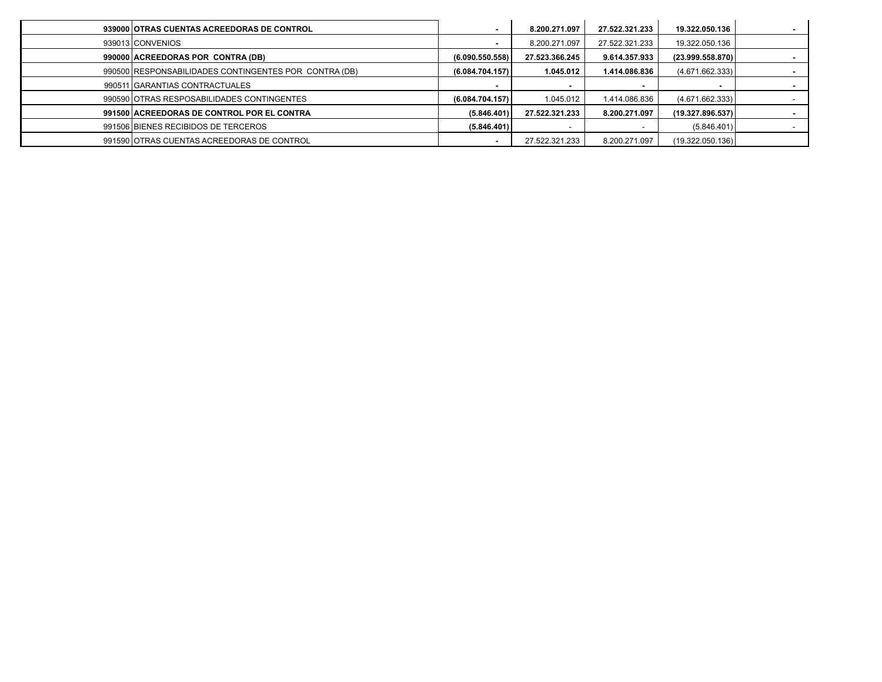| | | | | | |
|---|---|---|---|---|---|
| **939000** | **OTRAS CUENTAS ACREEDORAS DE CONTROL** | **-** | **8.200.271.097** | **27.522.321.233** | **19.322.050.136** | **-** |
| 939013 | CONVENIOS | - | 8.200.271.097 | 27.522.321.233 | 19.322.050.136 | |
| **990000** | **ACREEDORAS POR CONTRA (DB)** | **(6.090.550.558)** | **27.523.366.245** | **9.614.357.933** | **(23.999.558.870)** | **-** |
| 990500 | RESPONSABILIDADES CONTINGENTES POR CONTRA (DB) | **(6.084.704.157)** | **1.045.012** | **1.414.086.836** | (4.671.662.333) | **-** |
| 990511 | GARANTIAS CONTRACTUALES | **-** | **-** | **-** | **-** | **-** |
| 990590 | OTRAS RESPOSABILIDADES CONTINGENTES | **(6.084.704.157)** | 1.045.012 | 1.414.086.836 | (4.671.662.333) | - |
| **991500** | **ACREEDORAS DE CONTROL POR EL CONTRA** | **(5.846.401)** | **27.522.321.233** | **8.200.271.097** | **(19.327.896.537)** | **-** |
| 991506 | BIENES RECIBIDOS DE TERCEROS | **(5.846.401)** | - | - | (5.846.401) | - |
| 991590 | OTRAS CUENTAS ACREEDORAS DE CONTROL | **-** | 27.522.321.233 | 8.200.271.097 | (19.322.050.136) | |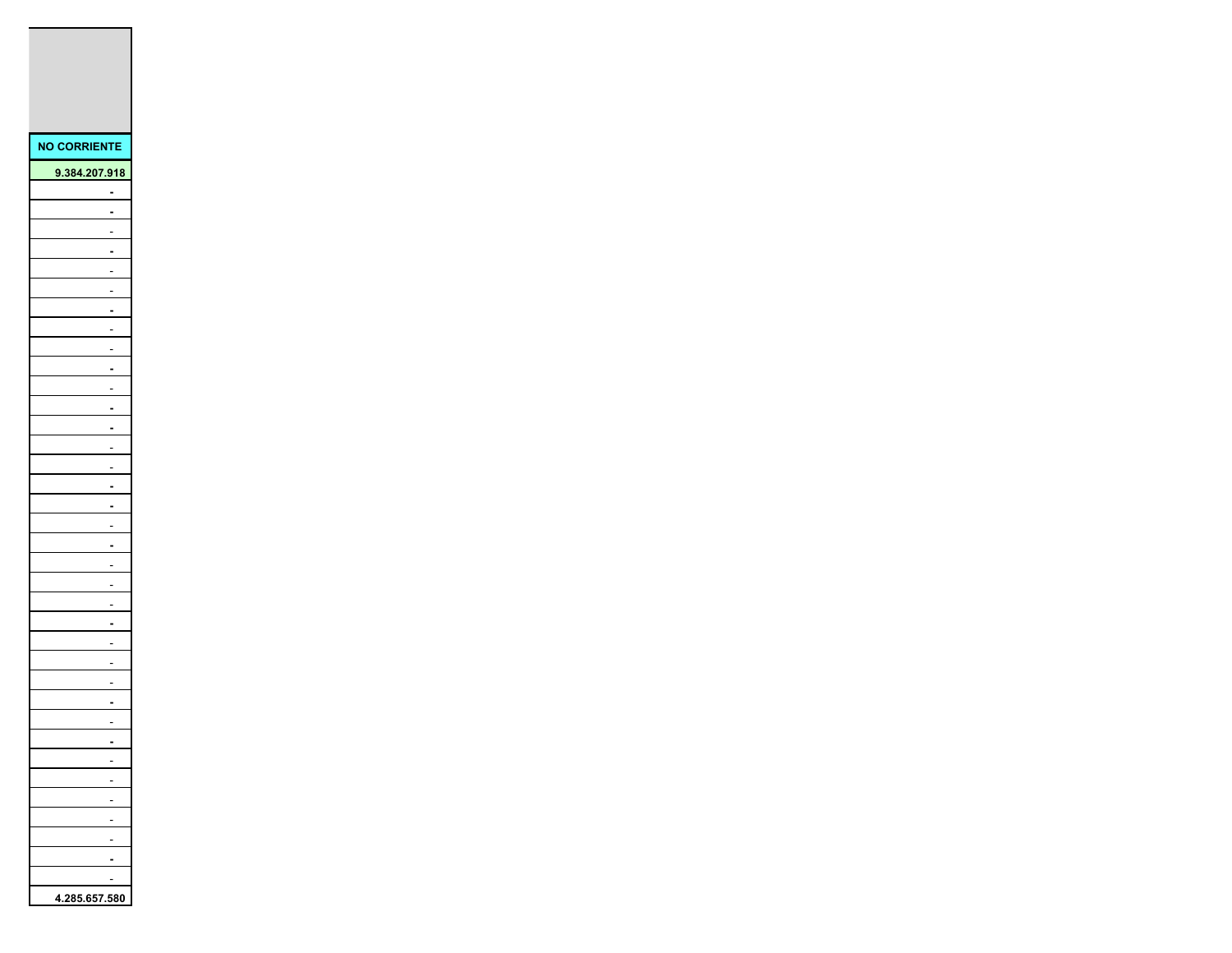| NO CORRIENTE |
| ---: |
| **9.384.207.918** |
| **-** |
| **-** |
| - |
| **-** |
| - |
| - |
| **-** |
| - |
| - |
| **-** |
| - |
| **-** |
| **-** |
| - |
| - |
| **-** |
| **-** |
| - |
| **-** |
| - |
| - |
| - |
| **-** |
| - |
| - |
| - |
| **-** |
| - |
| **-** |
| - |
| - |
| - |
| - |
| - |
| **-** |
| - |
| **4.285.657.580** |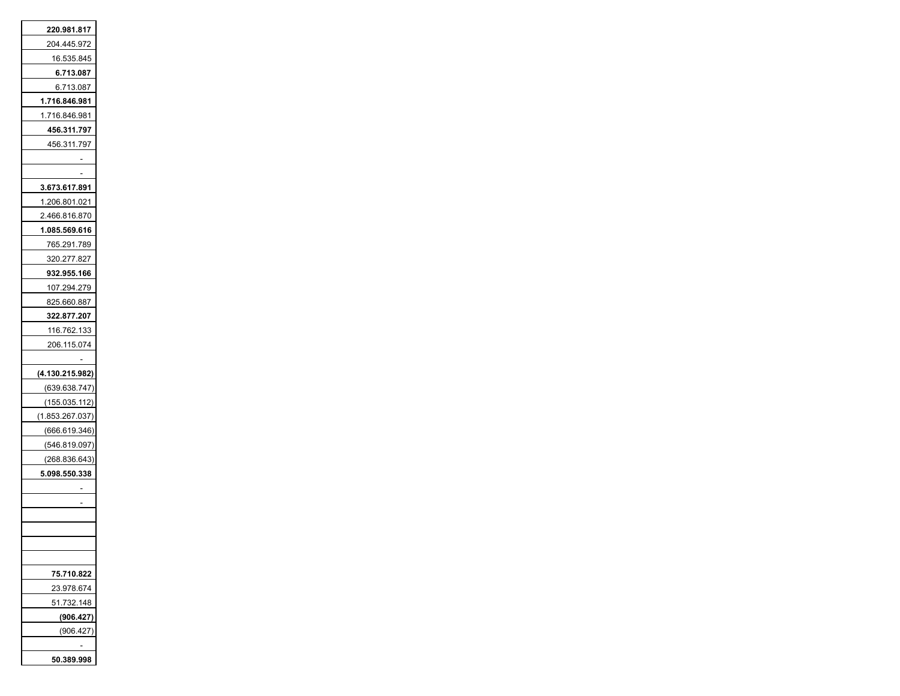| |
|---|
| **220.981.817** |
| 204.445.972 |
| 16.535.845 |
| **6.713.087** |
| 6.713.087 |
| **1.716.846.981** |
| 1.716.846.981 |
| **456.311.797** |
| 456.311.797 |
| - |
| - |
| **3.673.617.891** |
| 1.206.801.021 |
| 2.466.816.870 |
| **1.085.569.616** |
| 765.291.789 |
| 320.277.827 |
| **932.955.166** |
| 107.294.279 |
| 825.660.887 |
| **322.877.207** |
| 116.762.133 |
| 206.115.074 |
| - |
| **(4.130.215.982)** |
| (639.638.747) |
| (155.035.112) |
| (1.853.267.037) |
| (666.619.346) |
| (546.819.097) |
| (268.836.643) |
| **5.098.550.338** |
| - |
| - |
| |
| |
| |
| |
| **75.710.822** |
| 23.978.674 |
| 51.732.148 |
| **(906.427)** |
| (906.427) |
| - |
| **50.389.998** |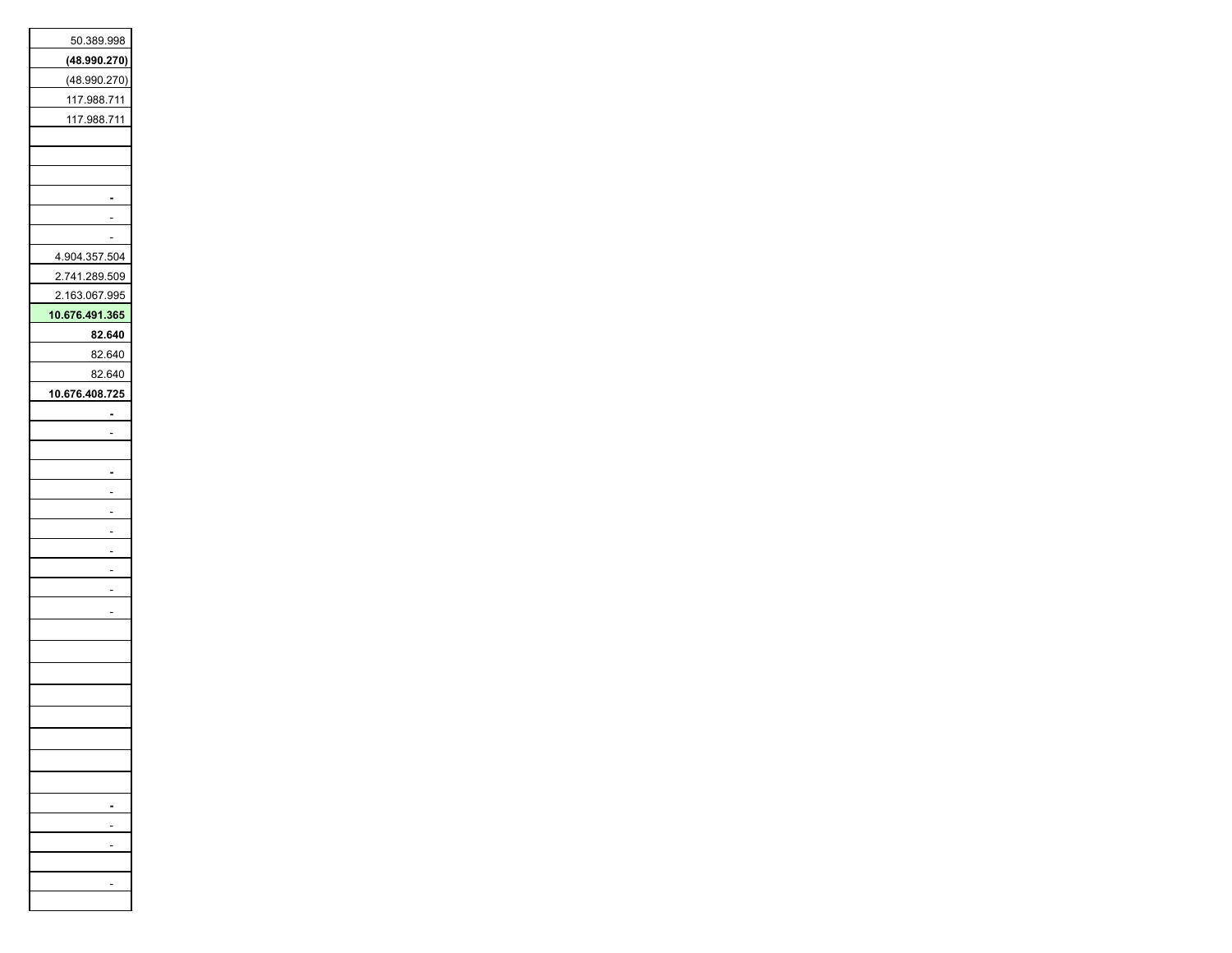| |
|---|
| 50.389.998 |
| **(48.990.270)** |
| (48.990.270) |
| 117.988.711 |
| 117.988.711 |
| |
| |
| |
| **-** |
| - |
| - |
| 4.904.357.504 |
| 2.741.289.509 |
| 2.163.067.995 |
| **10.676.491.365** |
| **82.640** |
| 82.640 |
| 82.640 |
| **10.676.408.725** |
| **-** |
| - |
| |
| **-** |
| - |
| - |
| - |
| - |
| - |
| - |
| - |
| |
| |
| |
| |
| |
| |
| |
| |
| **-** |
| - |
| - |
| |
| - |
| |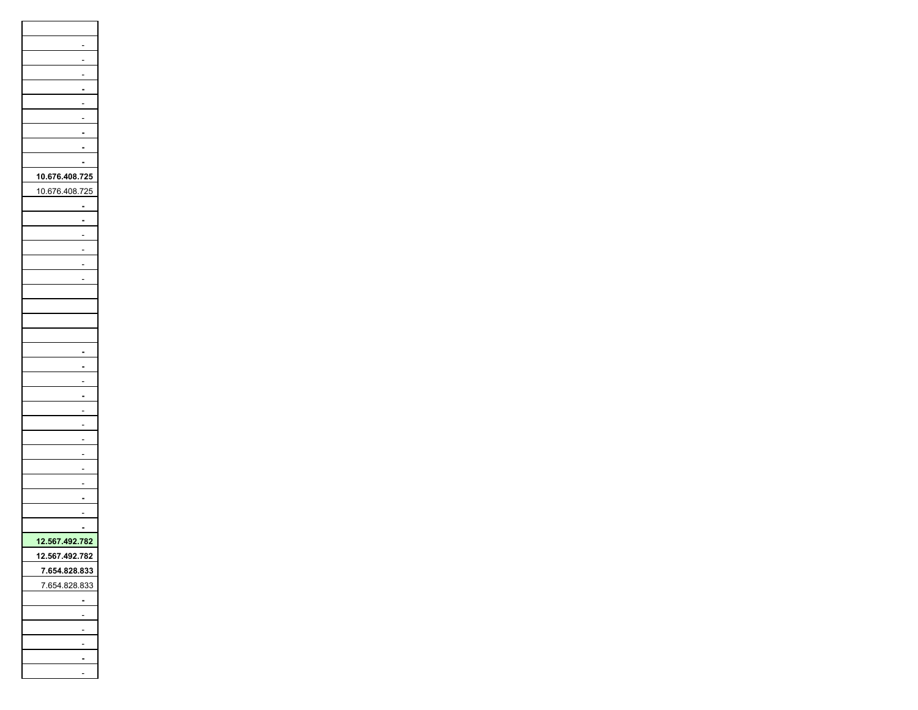| |
|---|
| - |
| - |
| - |
| **-** |
| - |
| - |
| **-** |
| **-** |
| **-** |
| **10.676.408.725** |
| 10.676.408.725 |
| **-** |
| **-** |
| - |
| - |
| - |
| - |
| |
| |
| |
| |
| **-** |
| **-** |
| - |
| **-** |
| - |
| - |
| - |
| - |
| - |
| - |
| **-** |
| - |
| **-** |
| **12.567.492.782** |
| **12.567.492.782** |
| **7.654.828.833** |
| 7.654.828.833 |
| **-** |
| - |
| - |
| - |
| **-** |
| - |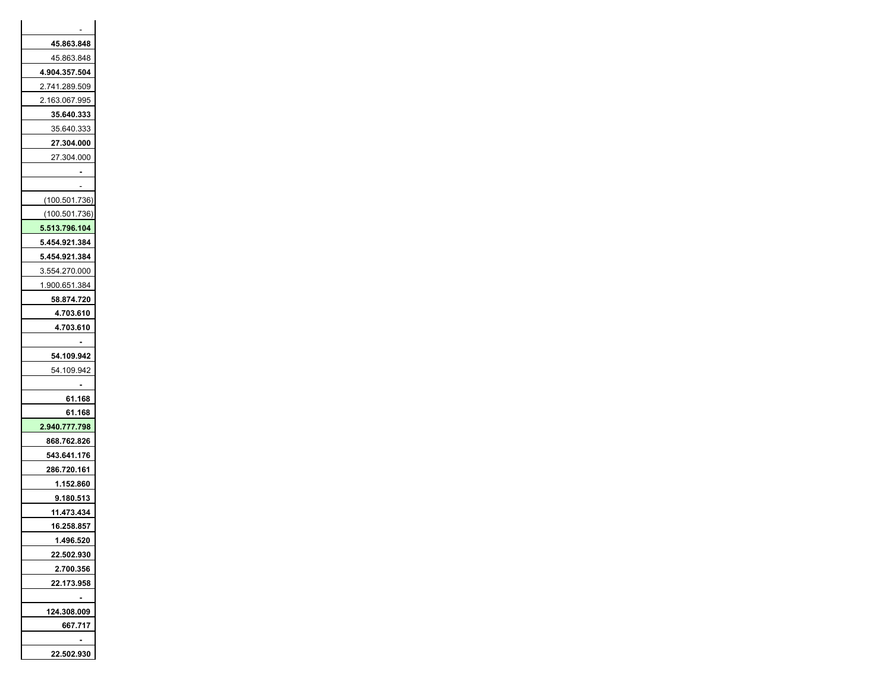| |
|---:|
| - |
| **45.863.848** |
| 45.863.848 |
| **4.904.357.504** |
| 2.741.289.509 |
| 2.163.067.995 |
| **35.640.333** |
| 35.640.333 |
| **27.304.000** |
| 27.304.000 |
| **-** |
| - |
| (100.501.736) |
| (100.501.736) |
| **5.513.796.104** |
| **5.454.921.384** |
| **5.454.921.384** |
| 3.554.270.000 |
| 1.900.651.384 |
| **58.874.720** |
| **4.703.610** |
| **4.703.610** |
| **-** |
| **54.109.942** |
| 54.109.942 |
| **-** |
| **61.168** |
| **61.168** |
| **2.940.777.798** |
| **868.762.826** |
| **543.641.176** |
| **286.720.161** |
| **1.152.860** |
| **9.180.513** |
| **11.473.434** |
| **16.258.857** |
| **1.496.520** |
| **22.502.930** |
| **2.700.356** |
| **22.173.958** |
| **-** |
| **124.308.009** |
| **667.717** |
| **-** |
| **22.502.930** |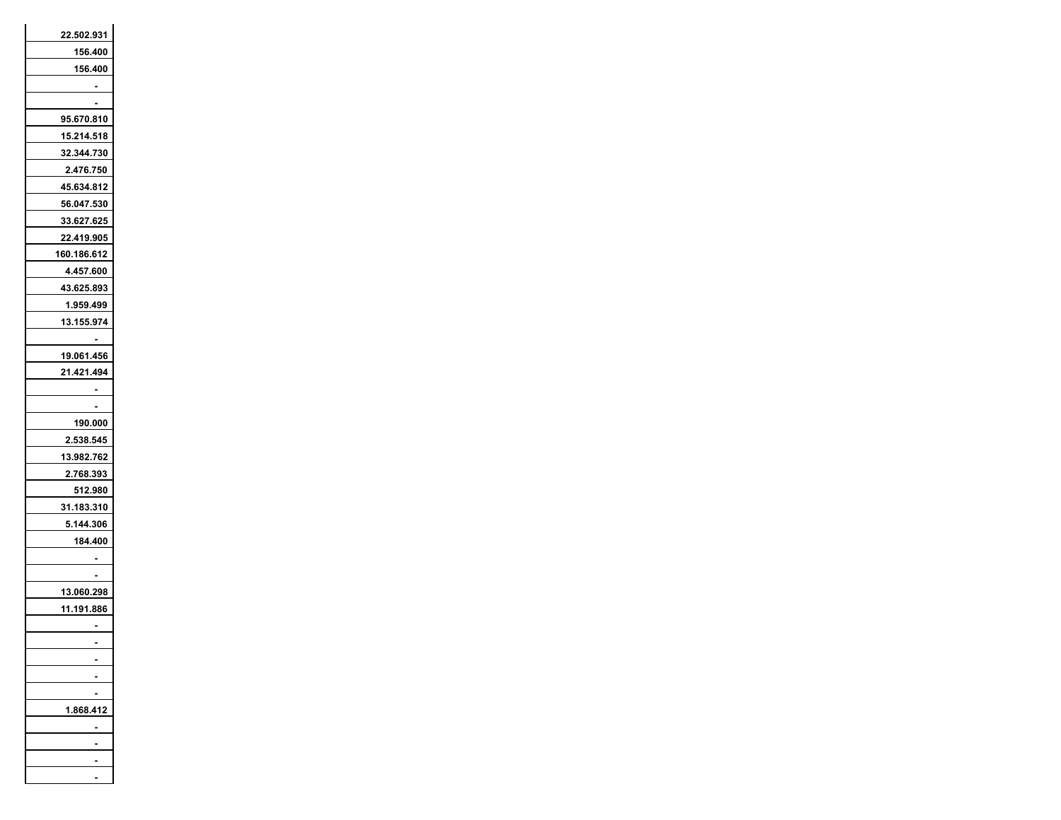| |
|---:|
| 22.502.931 |
| 156.400 |
| 156.400 |
| - |
| - |
| 95.670.810 |
| 15.214.518 |
| 32.344.730 |
| 2.476.750 |
| 45.634.812 |
| 56.047.530 |
| 33.627.625 |
| 22.419.905 |
| 160.186.612 |
| 4.457.600 |
| 43.625.893 |
| 1.959.499 |
| 13.155.974 |
| - |
| 19.061.456 |
| 21.421.494 |
| - |
| - |
| 190.000 |
| 2.538.545 |
| 13.982.762 |
| 2.768.393 |
| 512.980 |
| 31.183.310 |
| 5.144.306 |
| 184.400 |
| - |
| - |
| 13.060.298 |
| 11.191.886 |
| - |
| - |
| - |
| - |
| - |
| 1.868.412 |
| - |
| - |
| - |
| - |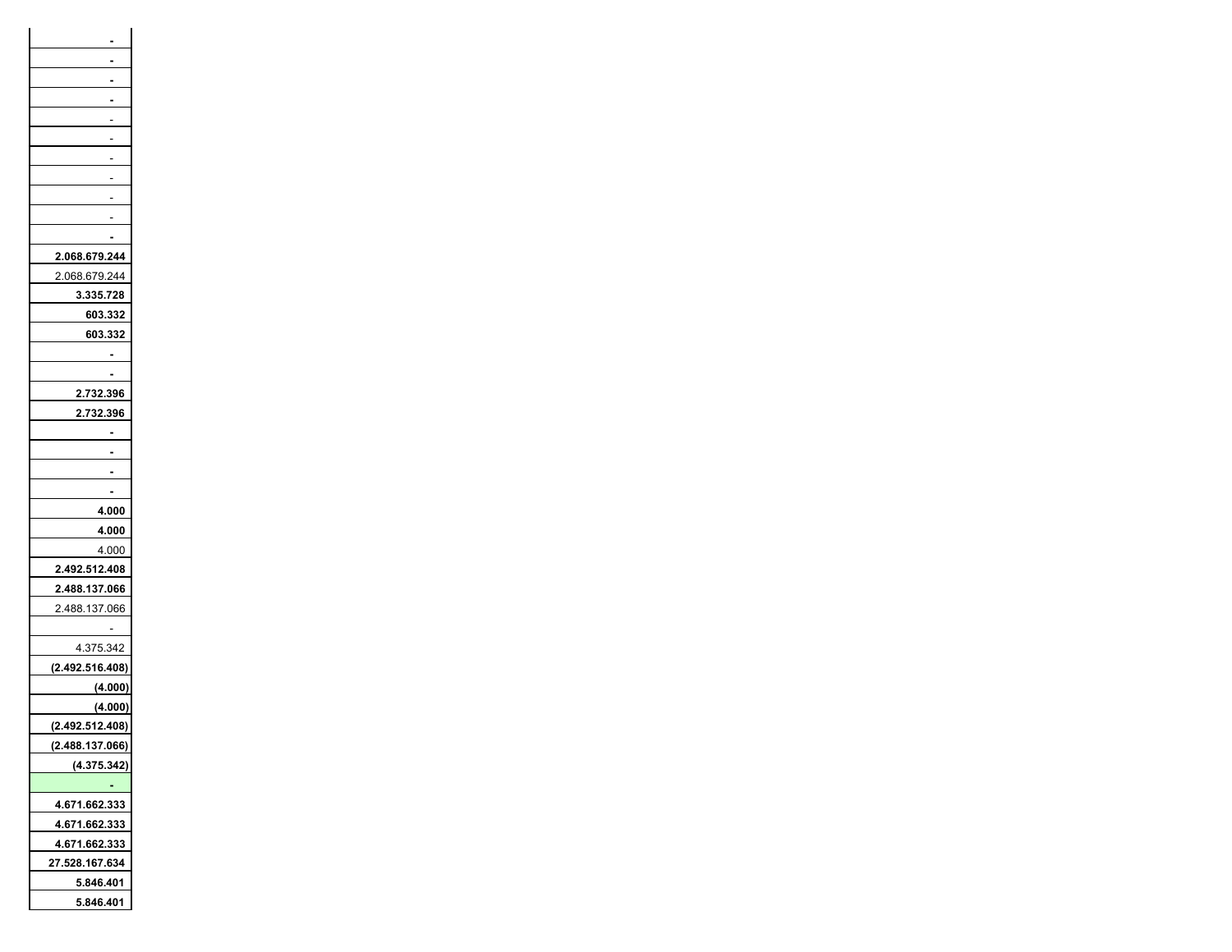| |
|---|
| **-** |
| **-** |
| **-** |
| **-** |
| - |
| - |
| - |
| - |
| - |
| - |
| **-** |
| **2.068.679.244** |
| 2.068.679.244 |
| **3.335.728** |
| **603.332** |
| **603.332** |
| **-** |
| **-** |
| **2.732.396** |
| **2.732.396** |
| **-** |
| **-** |
| **-** |
| **-** |
| **4.000** |
| **4.000** |
| 4.000 |
| **2.492.512.408** |
| **2.488.137.066** |
| 2.488.137.066 |
| - |
| 4.375.342 |
| **(2.492.516.408)** |
| **(4.000)** |
| **(4.000)** |
| **(2.492.512.408)** |
| **(2.488.137.066)** |
| **(4.375.342)** |
| **-** |
| **4.671.662.333** |
| **4.671.662.333** |
| **4.671.662.333** |
| **27.528.167.634** |
| **5.846.401** |
| **5.846.401** |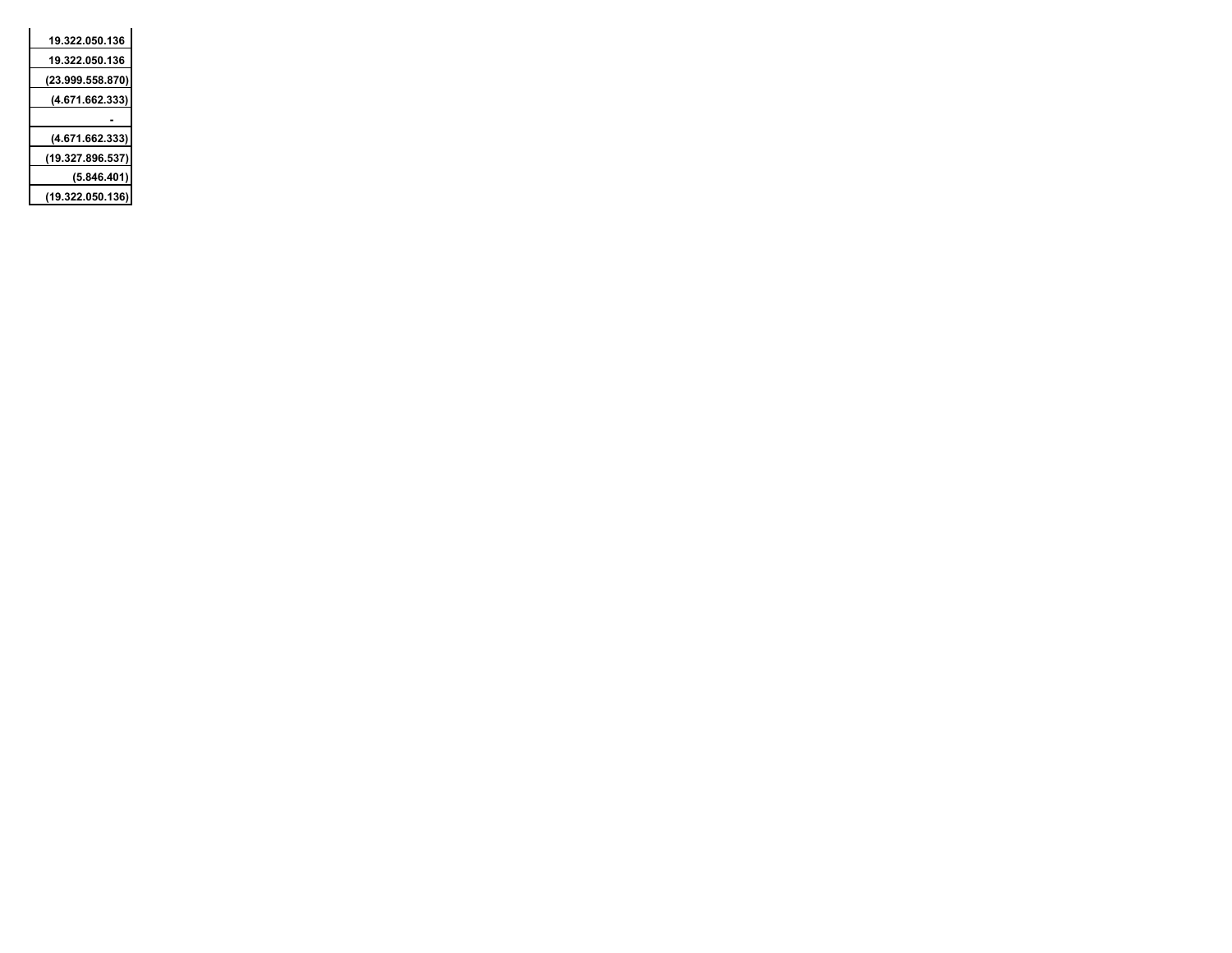| |
|---|
| **19.322.050.136** |
| **19.322.050.136** |
| **(23.999.558.870)** |
| **(4.671.662.333)** |
| **-** |
| **(4.671.662.333)** |
| **(19.327.896.537)** |
| **(5.846.401)** |
| **(19.322.050.136)** |